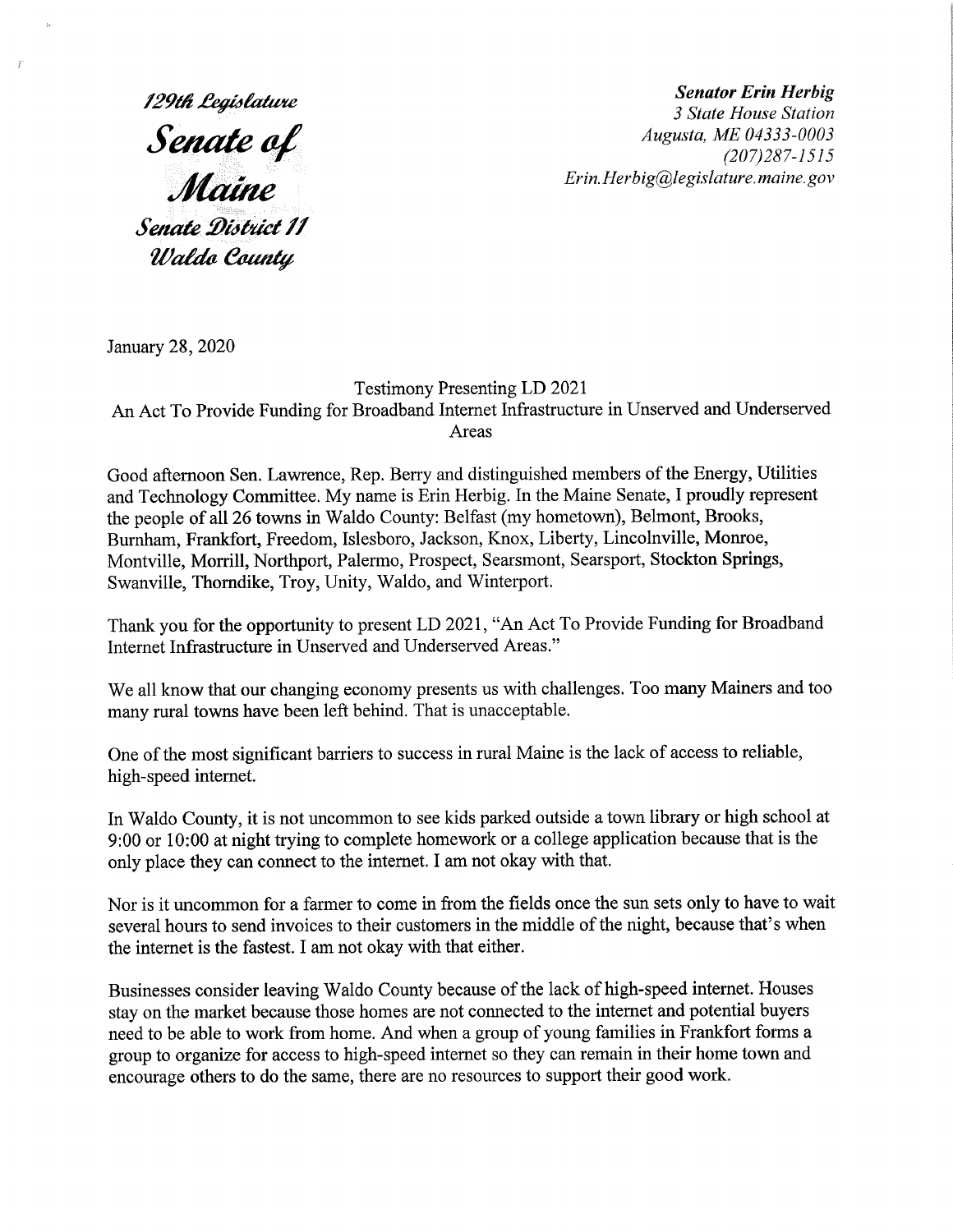*129th Legislature*

***Senate of Maine***

*Senate District 11*

*Waldo County*

***Senator Erin Herbig***
*3 State House Station*
*Augusta, ME 04333-0003*
*(207)287-1515*
*Erin.Herbig@legislature.maine.gov*

January 28, 2020

Testimony Presenting LD 2021
An Act To Provide Funding for Broadband Internet Infrastructure in Unserved and Underserved Areas

Good afternoon Sen. Lawrence, Rep. Berry and distinguished members of the Energy, Utilities and Technology Committee. My name is Erin Herbig. In the Maine Senate, I proudly represent the people of all 26 towns in Waldo County: Belfast (my hometown), Belmont, Brooks, Burnham, Frankfort, Freedom, Islesboro, Jackson, Knox, Liberty, Lincolnville, Monroe, Montville, Morrill, Northport, Palermo, Prospect, Searsmont, Searsport, Stockton Springs, Swanville, Thorndike, Troy, Unity, Waldo, and Winterport.

Thank you for the opportunity to present LD 2021, "An Act To Provide Funding for Broadband Internet Infrastructure in Unserved and Underserved Areas."

We all know that our changing economy presents us with challenges. Too many Mainers and too many rural towns have been left behind. That is unacceptable.

One of the most significant barriers to success in rural Maine is the lack of access to reliable, high-speed internet.

In Waldo County, it is not uncommon to see kids parked outside a town library or high school at 9:00 or 10:00 at night trying to complete homework or a college application because that is the only place they can connect to the internet. I am not okay with that.

Nor is it uncommon for a farmer to come in from the fields once the sun sets only to have to wait several hours to send invoices to their customers in the middle of the night, because that's when the internet is the fastest. I am not okay with that either.

Businesses consider leaving Waldo County because of the lack of high-speed internet. Houses stay on the market because those homes are not connected to the internet and potential buyers need to be able to work from home. And when a group of young families in Frankfort forms a group to organize for access to high-speed internet so they can remain in their home town and encourage others to do the same, there are no resources to support their good work.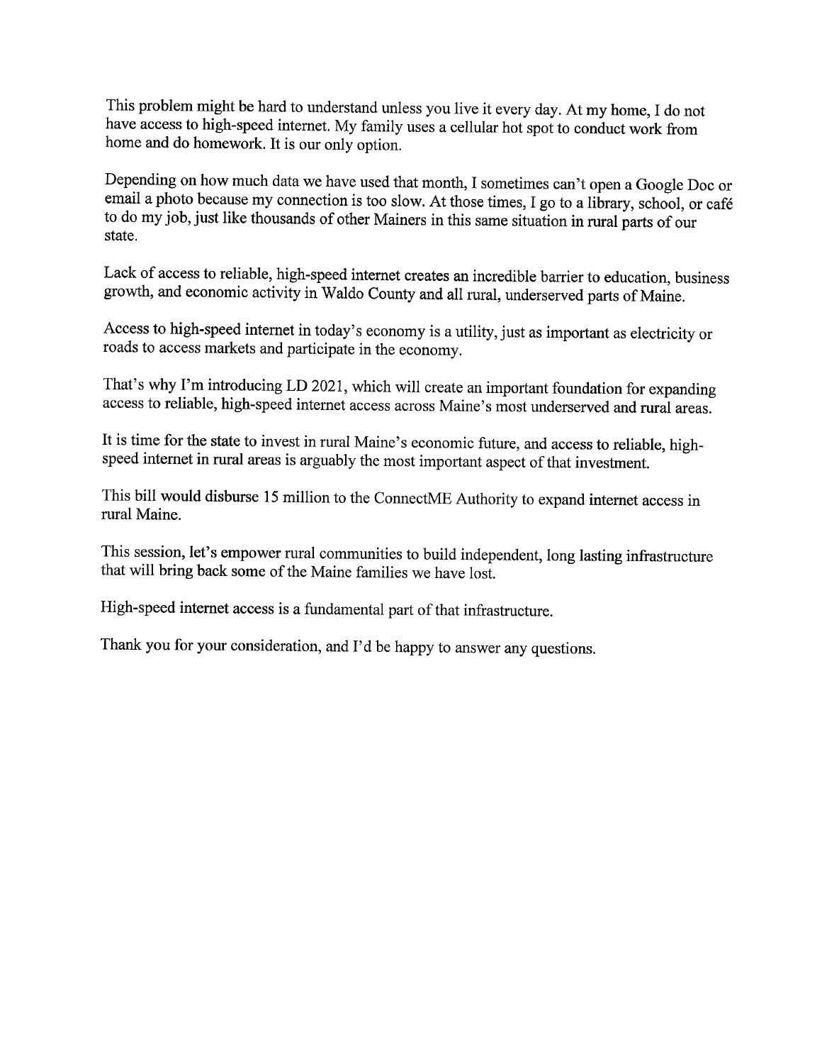This problem might be hard to understand unless you live it every day. At my home, I do not have access to high-speed internet. My family uses a cellular hot spot to conduct work from home and do homework. It is our only option.

Depending on how much data we have used that month, I sometimes can't open a Google Doc or email a photo because my connection is too slow. At those times, I go to a library, school, or café to do my job, just like thousands of other Mainers in this same situation in rural parts of our state.

Lack of access to reliable, high-speed internet creates an incredible barrier to education, business growth, and economic activity in Waldo County and all rural, underserved parts of Maine.

Access to high-speed internet in today's economy is a utility, just as important as electricity or roads to access markets and participate in the economy.

That's why I'm introducing LD 2021, which will create an important foundation for expanding access to reliable, high-speed internet access across Maine's most underserved and rural areas.

It is time for the state to invest in rural Maine's economic future, and access to reliable, high-speed internet in rural areas is arguably the most important aspect of that investment.

This bill would disburse 15 million to the ConnectME Authority to expand internet access in rural Maine.

This session, let's empower rural communities to build independent, long lasting infrastructure that will bring back some of the Maine families we have lost.

High-speed internet access is a fundamental part of that infrastructure.

Thank you for your consideration, and I'd be happy to answer any questions.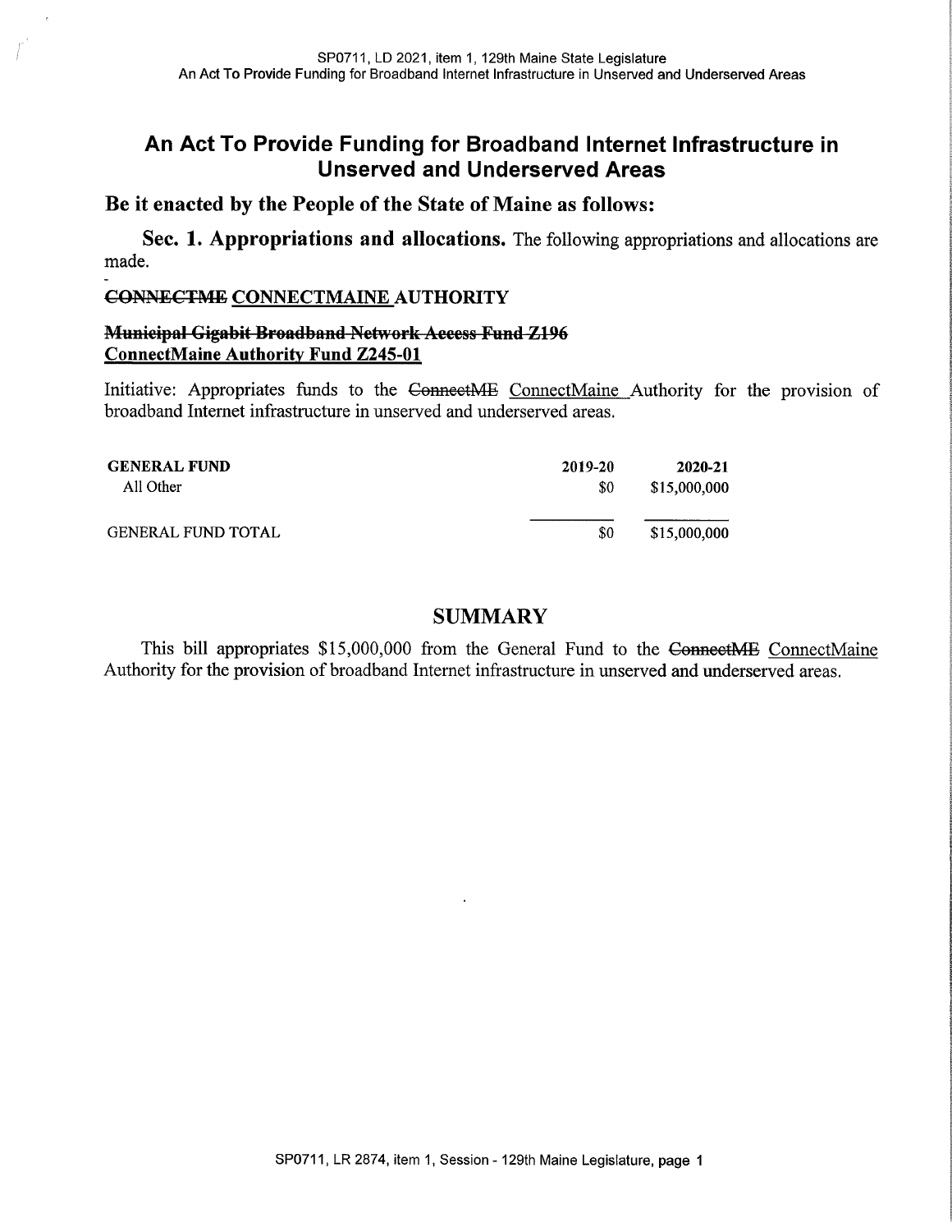# An Act To Provide Funding for Broadband Internet Infrastructure in Unserved and Underserved Areas

**Be it enacted by the People of the State of Maine as follows:**

**Sec. 1. Appropriations and allocations.** The following appropriations and allocations are made.

~~CONNECTME~~ CONNECTMAINE AUTHORITY

~~**Municipal Gigabit Broadband Network Access Fund Z196**~~
**ConnectMaine Authority Fund Z245-01**

Initiative: Appropriates funds to the ~~ConnectME~~ ConnectMaine Authority for the provision of broadband Internet infrastructure in unserved and underserved areas.

| GENERAL FUND | 2019-20 | 2020-21 |
| --- | --- | --- |
| All Other | $0 | $15,000,000 |
| GENERAL FUND TOTAL | $0 | $15,000,000 |

## SUMMARY

This bill appropriates $15,000,000 from the General Fund to the ~~ConnectME~~ ConnectMaine Authority for the provision of broadband Internet infrastructure in unserved and underserved areas.